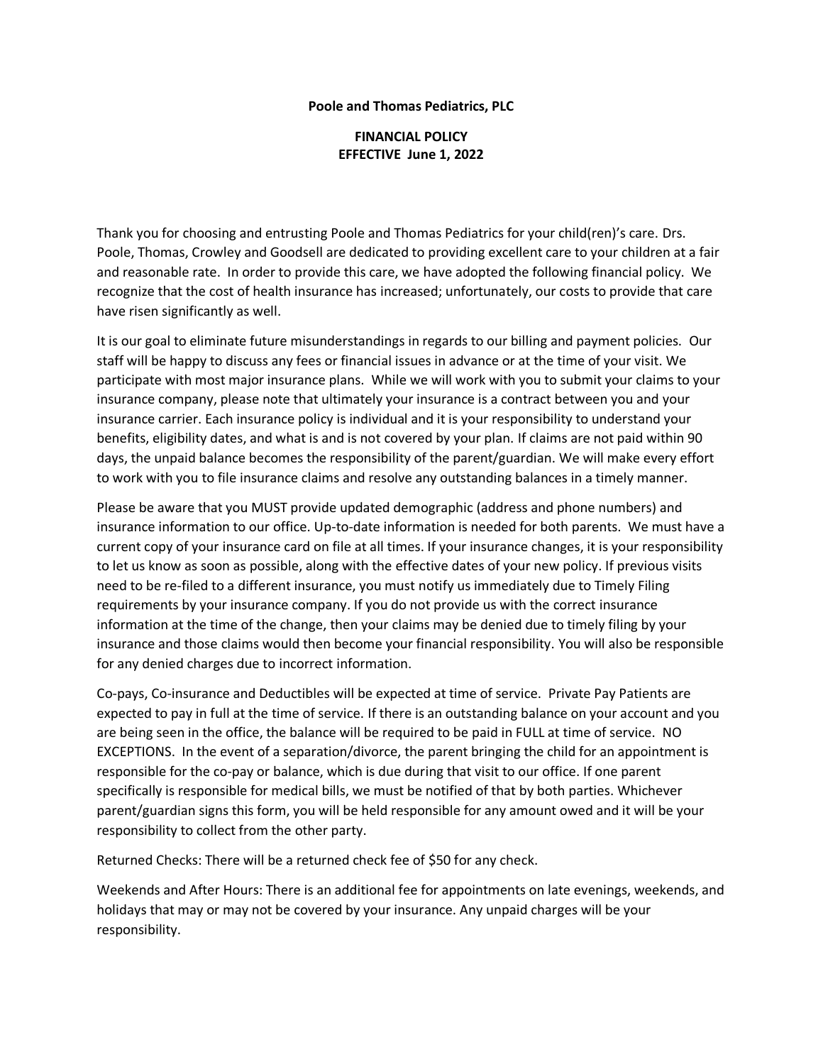**Poole and Thomas Pediatrics, PLC**

**FINANCIAL POLICY**
**EFFECTIVE June 1, 2022**

Thank you for choosing and entrusting Poole and Thomas Pediatrics for your child(ren)'s care. Drs. Poole, Thomas, Crowley and Goodsell are dedicated to providing excellent care to your children at a fair and reasonable rate. In order to provide this care, we have adopted the following financial policy. We recognize that the cost of health insurance has increased; unfortunately, our costs to provide that care have risen significantly as well.

It is our goal to eliminate future misunderstandings in regards to our billing and payment policies. Our staff will be happy to discuss any fees or financial issues in advance or at the time of your visit. We participate with most major insurance plans. While we will work with you to submit your claims to your insurance company, please note that ultimately your insurance is a contract between you and your insurance carrier. Each insurance policy is individual and it is your responsibility to understand your benefits, eligibility dates, and what is and is not covered by your plan. If claims are not paid within 90 days, the unpaid balance becomes the responsibility of the parent/guardian. We will make every effort to work with you to file insurance claims and resolve any outstanding balances in a timely manner.

Please be aware that you MUST provide updated demographic (address and phone numbers) and insurance information to our office. Up-to-date information is needed for both parents. We must have a current copy of your insurance card on file at all times. If your insurance changes, it is your responsibility to let us know as soon as possible, along with the effective dates of your new policy. If previous visits need to be re-filed to a different insurance, you must notify us immediately due to Timely Filing requirements by your insurance company. If you do not provide us with the correct insurance information at the time of the change, then your claims may be denied due to timely filing by your insurance and those claims would then become your financial responsibility. You will also be responsible for any denied charges due to incorrect information.

Co-pays, Co-insurance and Deductibles will be expected at time of service. Private Pay Patients are expected to pay in full at the time of service. If there is an outstanding balance on your account and you are being seen in the office, the balance will be required to be paid in FULL at time of service. NO EXCEPTIONS. In the event of a separation/divorce, the parent bringing the child for an appointment is responsible for the co-pay or balance, which is due during that visit to our office. If one parent specifically is responsible for medical bills, we must be notified of that by both parties. Whichever parent/guardian signs this form, you will be held responsible for any amount owed and it will be your responsibility to collect from the other party.

Returned Checks: There will be a returned check fee of $50 for any check.

Weekends and After Hours: There is an additional fee for appointments on late evenings, weekends, and holidays that may or may not be covered by your insurance. Any unpaid charges will be your responsibility.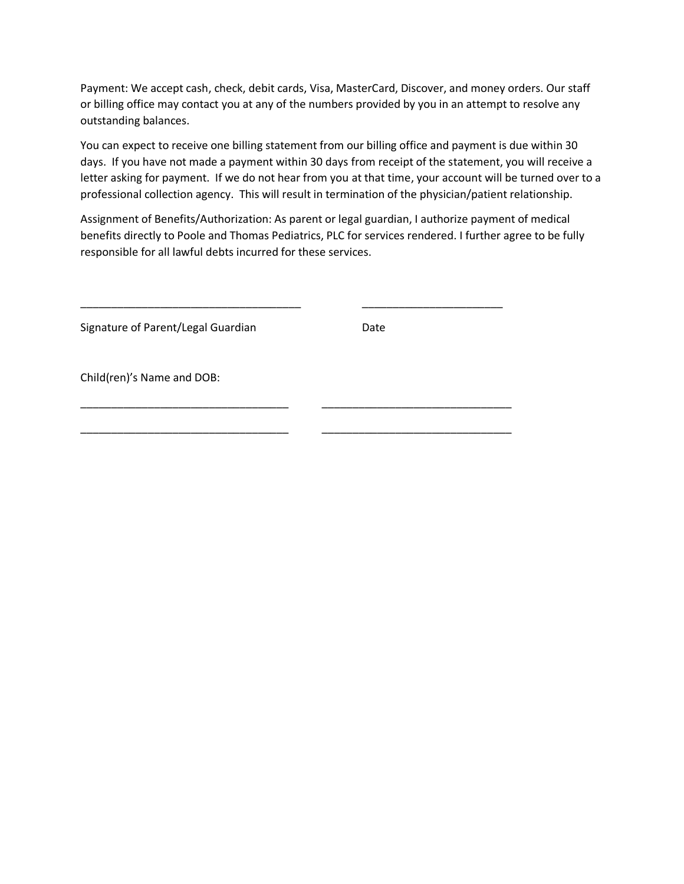Payment: We accept cash, check, debit cards, Visa, MasterCard, Discover, and money orders. Our staff or billing office may contact you at any of the numbers provided by you in an attempt to resolve any outstanding balances.

You can expect to receive one billing statement from our billing office and payment is due within 30 days. If you have not made a payment within 30 days from receipt of the statement, you will receive a letter asking for payment. If we do not hear from you at that time, your account will be turned over to a professional collection agency. This will result in termination of the physician/patient relationship.

Assignment of Benefits/Authorization: As parent or legal guardian, I authorize payment of medical benefits directly to Poole and Thomas Pediatrics, PLC for services rendered. I further agree to be fully responsible for all lawful debts incurred for these services.

____________________________________ ________________________

Signature of Parent/Legal Guardian Date

Child(ren)'s Name and DOB:

__________________________________ _______________________________

__________________________________ _______________________________